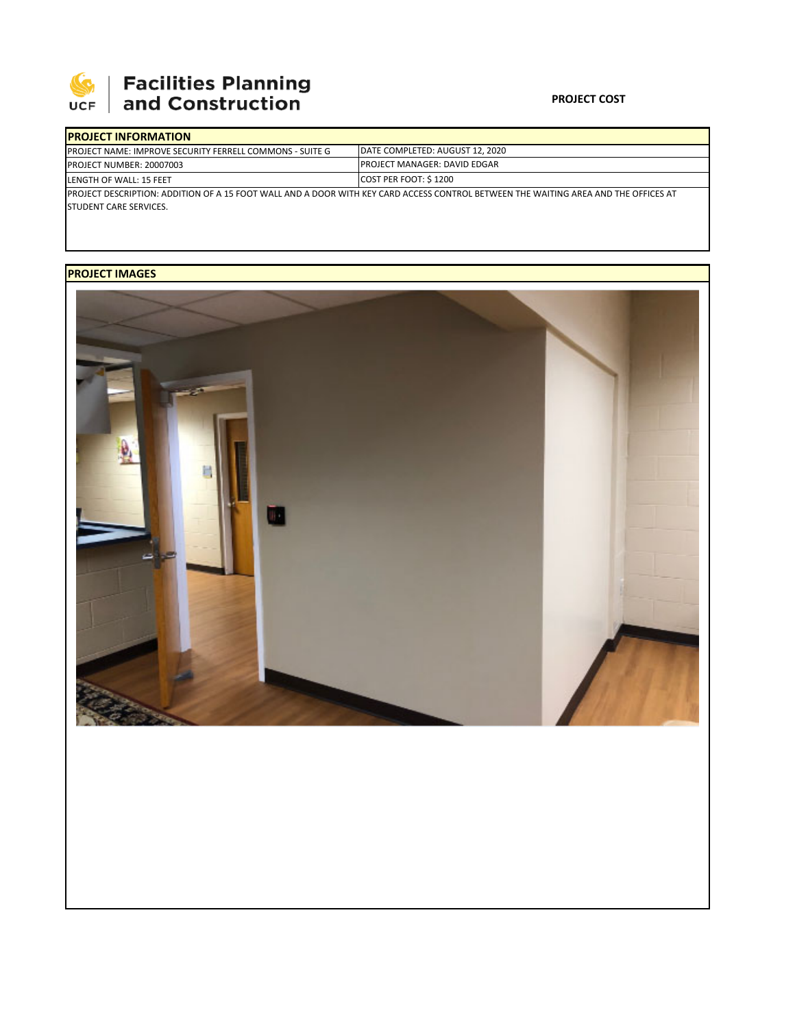**Facilities Planning and Construction**

**PROJECT COST**

| **PROJECT INFORMATION** | |
|---|---|
| PROJECT NAME: IMPROVE SECURITY FERRELL COMMONS - SUITE G | DATE COMPLETED: AUGUST 12, 2020 |
| PROJECT NUMBER: 20007003 | PROJECT MANAGER: DAVID EDGAR |
| LENGTH OF WALL: 15 FEET | COST PER FOOT: $ 1200 |
| PROJECT DESCRIPTION: ADDITION OF A 15 FOOT WALL AND A DOOR WITH KEY CARD ACCESS CONTROL BETWEEN THE WAITING AREA AND THE OFFICES AT STUDENT CARE SERVICES. | |

**PROJECT IMAGES**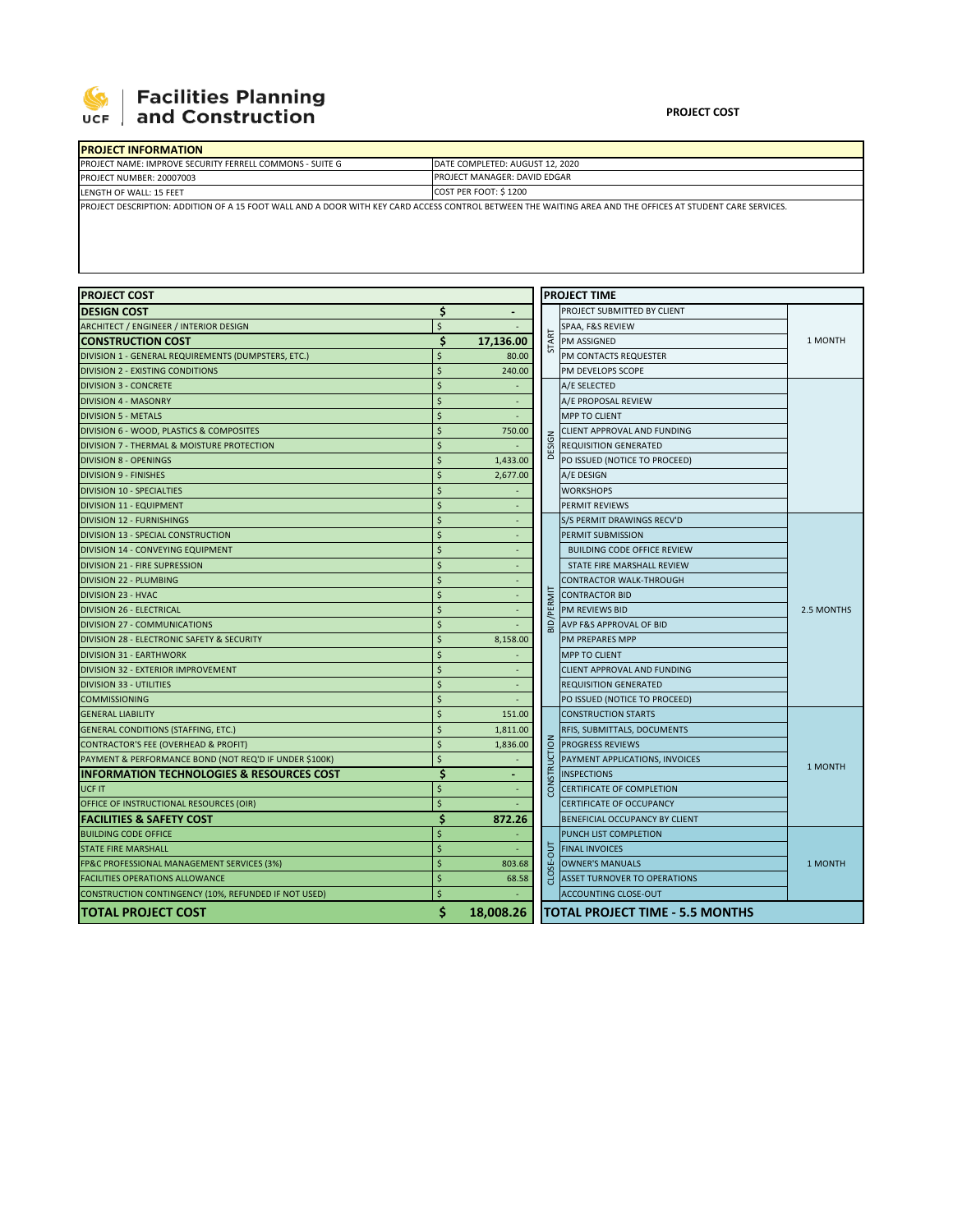**Facilities Planning and Construction**

**PROJECT COST**

| **PROJECT INFORMATION** | |
|---|---|
| PROJECT NAME: IMPROVE SECURITY FERRELL COMMONS - SUITE G | DATE COMPLETED: AUGUST 12, 2020 |
| PROJECT NUMBER: 20007003 | PROJECT MANAGER: DAVID EDGAR |
| LENGTH OF WALL: 15 FEET | COST PER FOOT: $ 1200 |

PROJECT DESCRIPTION: ADDITION OF A 15 FOOT WALL AND A DOOR WITH KEY CARD ACCESS CONTROL BETWEEN THE WAITING AREA AND THE OFFICES AT STUDENT CARE SERVICES.

| **PROJECT COST** | | |
|---|---|---|
| **DESIGN COST** | **$** | **-** |
| ARCHITECT / ENGINEER / INTERIOR DESIGN | $ | - |
| **CONSTRUCTION COST** | **$** | **17,136.00** |
| DIVISION 1 - GENERAL REQUIREMENTS (DUMPSTERS, ETC.) | $ | 80.00 |
| DIVISION 2 - EXISTING CONDITIONS | $ | 240.00 |
| DIVISION 3 - CONCRETE | $ | - |
| DIVISION 4 - MASONRY | $ | - |
| DIVISION 5 - METALS | $ | - |
| DIVISION 6 - WOOD, PLASTICS & COMPOSITES | $ | 750.00 |
| DIVISION 7 - THERMAL & MOISTURE PROTECTION | $ | - |
| DIVISION 8 - OPENINGS | $ | 1,433.00 |
| DIVISION 9 - FINISHES | $ | 2,677.00 |
| DIVISION 10 - SPECIALTIES | $ | - |
| DIVISION 11 - EQUIPMENT | $ | - |
| DIVISION 12 - FURNISHINGS | $ | - |
| DIVISION 13 - SPECIAL CONSTRUCTION | $ | - |
| DIVISION 14 - CONVEYING EQUIPMENT | $ | - |
| DIVISION 21 - FIRE SUPRESSION | $ | - |
| DIVISION 22 - PLUMBING | $ | - |
| DIVISION 23 - HVAC | $ | - |
| DIVISION 26 - ELECTRICAL | $ | - |
| DIVISION 27 - COMMUNICATIONS | $ | - |
| DIVISION 28 - ELECTRONIC SAFETY & SECURITY | $ | 8,158.00 |
| DIVISION 31 - EARTHWORK | $ | - |
| DIVISION 32 - EXTERIOR IMPROVEMENT | $ | - |
| DIVISION 33 - UTILITIES | $ | - |
| COMMISSIONING | $ | - |
| GENERAL LIABILITY | $ | 151.00 |
| GENERAL CONDITIONS (STAFFING, ETC.) | $ | 1,811.00 |
| CONTRACTOR'S FEE (OVERHEAD & PROFIT) | $ | 1,836.00 |
| PAYMENT & PERFORMANCE BOND (NOT REQ'D IF UNDER $100K) | $ | - |
| **INFORMATION TECHNOLOGIES & RESOURCES COST** | **$** | **-** |
| UCF IT | $ | - |
| OFFICE OF INSTRUCTIONAL RESOURCES (OIR) | $ | - |
| **FACILITIES & SAFETY COST** | **$** | **872.26** |
| BUILDING CODE OFFICE | $ | - |
| STATE FIRE MARSHALL | $ | - |
| FP&C PROFESSIONAL MANAGEMENT SERVICES (3%) | $ | 803.68 |
| FACILITIES OPERATIONS ALLOWANCE | $ | 68.58 |
| CONSTRUCTION CONTINGENCY (10%, REFUNDED IF NOT USED) | $ | - |
| **TOTAL PROJECT COST** | **$** | **18,008.26** |

| **PROJECT TIME** | | |
|---|---|---|
| START | PROJECT SUBMITTED BY CLIENT | 1 MONTH |
| | SPAA, F&S REVIEW | |
| | PM ASSIGNED | |
| | PM CONTACTS REQUESTER | |
| | PM DEVELOPS SCOPE | |
| DESIGN | A/E SELECTED | |
| | A/E PROPOSAL REVIEW | |
| | MPP TO CLIENT | |
| | CLIENT APPROVAL AND FUNDING | |
| | REQUISITION GENERATED | |
| | PO ISSUED (NOTICE TO PROCEED) | |
| | A/E DESIGN | |
| | WORKSHOPS | |
| | PERMIT REVIEWS | |
| BID/PERMIT | S/S PERMIT DRAWINGS RECV'D | 2.5 MONTHS |
| | PERMIT SUBMISSION | |
| | BUILDING CODE OFFICE REVIEW | |
| | STATE FIRE MARSHALL REVIEW | |
| | CONTRACTOR WALK-THROUGH | |
| | CONTRACTOR BID | |
| | PM REVIEWS BID | |
| | AVP F&S APPROVAL OF BID | |
| | PM PREPARES MPP | |
| | MPP TO CLIENT | |
| | CLIENT APPROVAL AND FUNDING | |
| | REQUISITION GENERATED | |
| | PO ISSUED (NOTICE TO PROCEED) | |
| CONSTRUCTION | CONSTRUCTION STARTS | 1 MONTH |
| | RFIS, SUBMITTALS, DOCUMENTS | |
| | PROGRESS REVIEWS | |
| | PAYMENT APPLICATIONS, INVOICES | |
| | INSPECTIONS | |
| | CERTIFICATE OF COMPLETION | |
| | CERTIFICATE OF OCCUPANCY | |
| | BENEFICIAL OCCUPANCY BY CLIENT | |
| CLOSE-OUT | PUNCH LIST COMPLETION | 1 MONTH |
| | FINAL INVOICES | |
| | OWNER'S MANUALS | |
| | ASSET TURNOVER TO OPERATIONS | |
| | ACCOUNTING CLOSE-OUT | |
| **TOTAL PROJECT TIME - 5.5 MONTHS** | | |